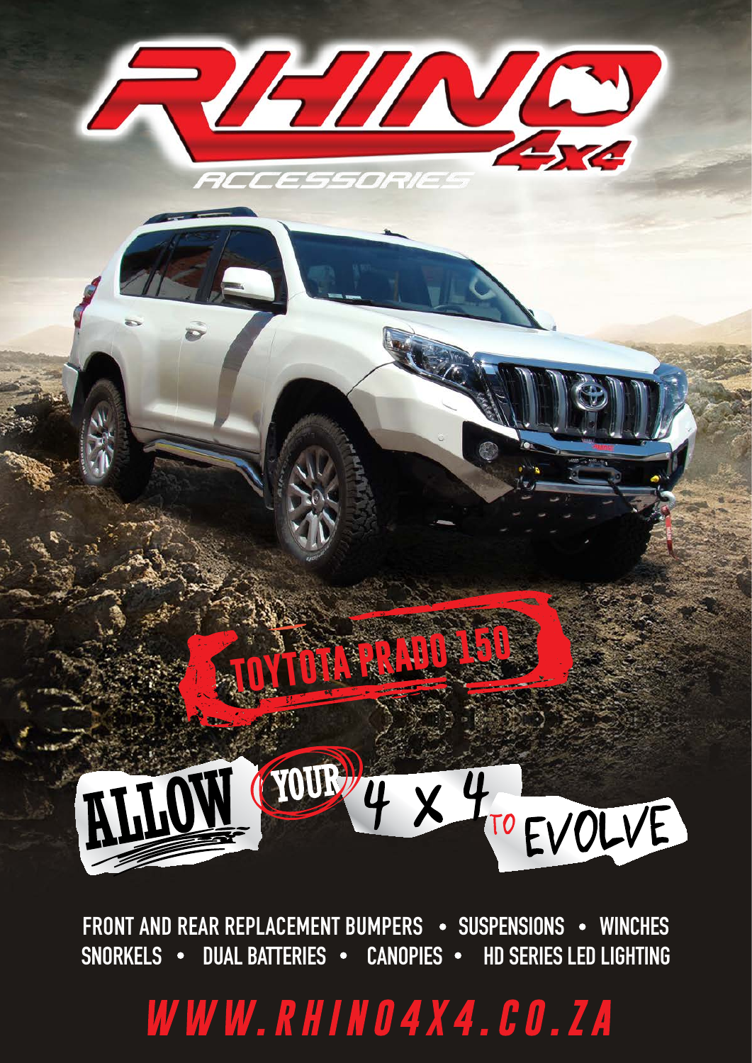# RHINO 4x4 ACCESSORIES

## TOYTOTA PRADO 150

**ALLOW YOUR 4 X 4 TO EVOLVE**

FRONT AND REAR REPLACEMENT BUMPERS • SUSPENSIONS • WINCHES
SNORKELS • DUAL BATTERIES • CANOPIES • HD SERIES LED LIGHTING

WWW.RHINO4X4.CO.ZA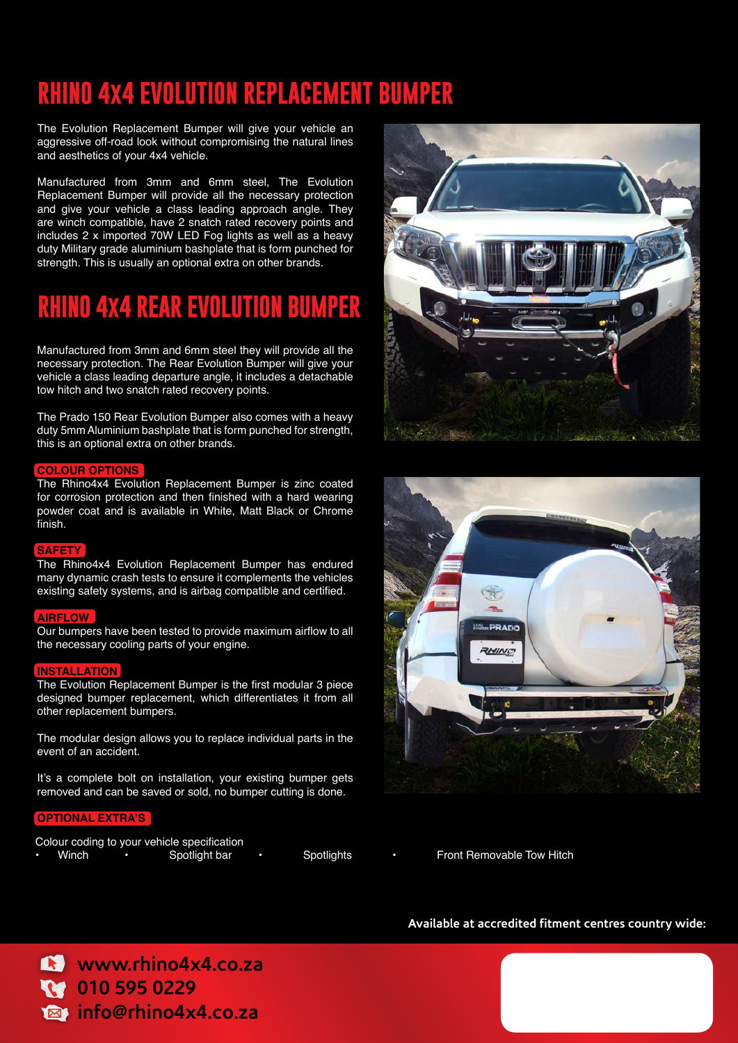# RHINO 4X4 EVOLUTION REPLACEMENT BUMPER

The Evolution Replacement Bumper will give your vehicle an aggressive off-road look without compromising the natural lines and aesthetics of your 4x4 vehicle.

Manufactured from 3mm and 6mm steel, The Evolution Replacement Bumper will provide all the necessary protection and give your vehicle a class leading approach angle. They are winch compatible, have 2 snatch rated recovery points and includes 2 x imported 70W LED Fog lights as well as a heavy duty Military grade aluminium bashplate that is form punched for strength. This is usually an optional extra on other brands.

# RHINO 4X4 REAR EVOLUTION BUMPER

Manufactured from 3mm and 6mm steel they will provide all the necessary protection. The Rear Evolution Bumper will give your vehicle a class leading departure angle, it includes a detachable tow hitch and two snatch rated recovery points.

The Prado 150 Rear Evolution Bumper also comes with a heavy duty 5mm Aluminium bashplate that is form punched for strength, this is an optional extra on other brands.

**COLOUR OPTIONS**

The Rhino4x4 Evolution Replacement Bumper is zinc coated for corrosion protection and then finished with a hard wearing powder coat and is available in White, Matt Black or Chrome finish.

**SAFETY**

The Rhino4x4 Evolution Replacement Bumper has endured many dynamic crash tests to ensure it complements the vehicles existing safety systems, and is airbag compatible and certified.

**AIRFLOW**

Our bumpers have been tested to provide maximum airflow to all the necessary cooling parts of your engine.

**INSTALLATION**

The Evolution Replacement Bumper is the first modular 3 piece designed bumper replacement, which differentiates it from all other replacement bumpers.

The modular design allows you to replace individual parts in the event of an accident.

It's a complete bolt on installation, your existing bumper gets removed and can be saved or sold, no bumper cutting is done.

**OPTIONAL EXTRA'S**

Colour coding to your vehicle specification

- Winch
- Spotlight bar
- Spotlights
- Front Removable Tow Hitch

**Available at accredited fitment centres country wide:**

**www.rhino4x4.co.za**
**010 595 0229**
**info@rhino4x4.co.za**